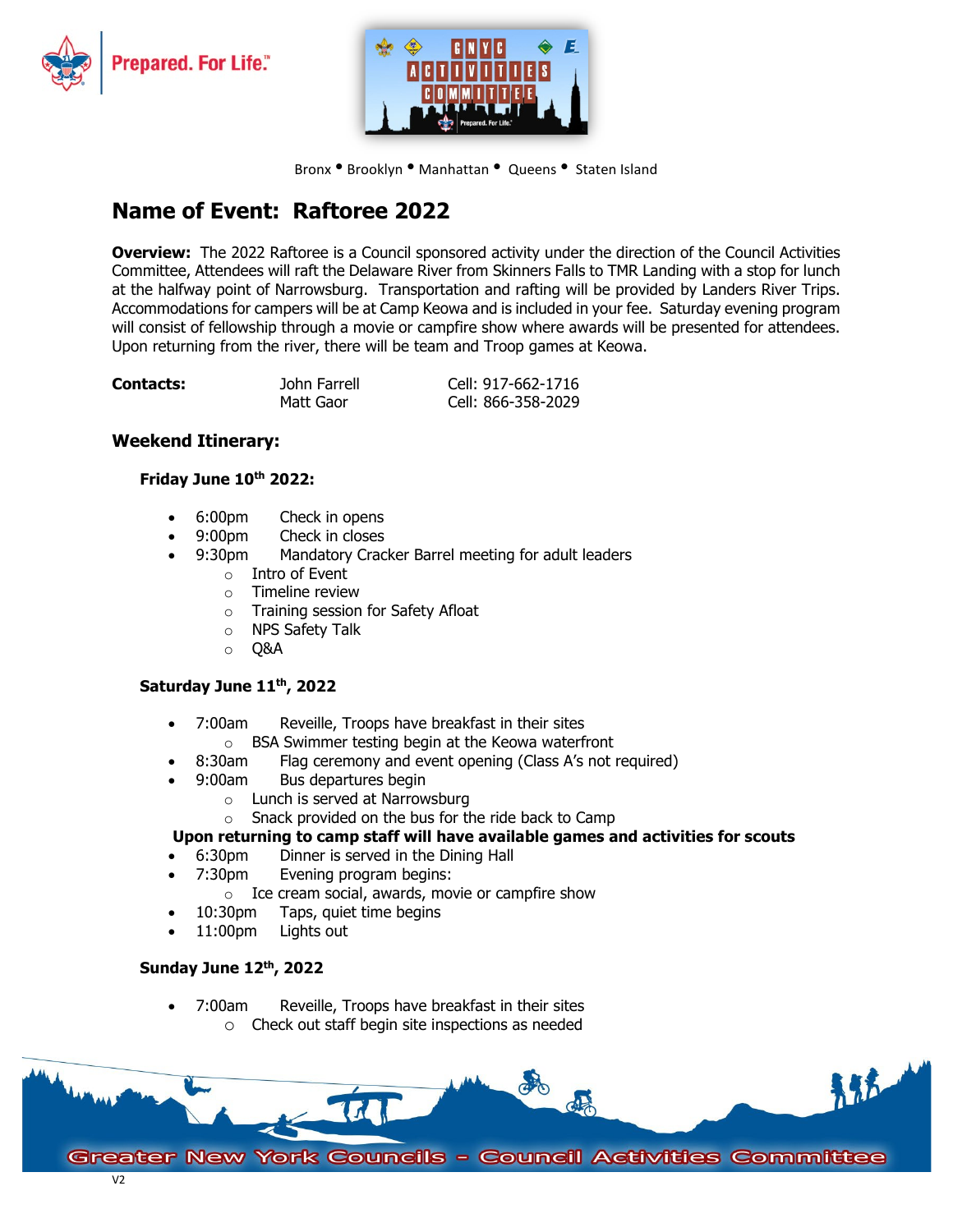Prepared. For Life.

GNYC ACTIVITIES COMMITTEE

Bronx • Brooklyn • Manhattan • Queens • Staten Island

# Name of Event: Raftoree 2022

**Overview:** The 2022 Raftoree is a Council sponsored activity under the direction of the Council Activities Committee, Attendees will raft the Delaware River from Skinners Falls to TMR Landing with a stop for lunch at the halfway point of Narrowsburg. Transportation and rafting will be provided by Landers River Trips. Accommodations for campers will be at Camp Keowa and is included in your fee. Saturday evening program will consist of fellowship through a movie or campfire show where awards will be presented for attendees. Upon returning from the river, there will be team and Troop games at Keowa.

| **Contacts:** | John Farrell | Cell: 917-662-1716 |
|---|---|---|
| | Matt Gaor | Cell: 866-358-2029 |

## Weekend Itinerary:

### Friday June 10th 2022:

- 6:00pm Check in opens
- 9:00pm Check in closes
- 9:30pm Mandatory Cracker Barrel meeting for adult leaders
  - Intro of Event
  - Timeline review
  - Training session for Safety Afloat
  - NPS Safety Talk
  - Q&A

### Saturday June 11th, 2022

- 7:00am Reveille, Troops have breakfast in their sites
  - BSA Swimmer testing begin at the Keowa waterfront
- 8:30am Flag ceremony and event opening (Class A's not required)
- 9:00am Bus departures begin
  - Lunch is served at Narrowsburg
  - Snack provided on the bus for the ride back to Camp

**Upon returning to camp staff will have available games and activities for scouts**

- 6:30pm Dinner is served in the Dining Hall
- 7:30pm Evening program begins:
  - Ice cream social, awards, movie or campfire show
- 10:30pm Taps, quiet time begins
- 11:00pm Lights out

### Sunday June 12th, 2022

- 7:00am Reveille, Troops have breakfast in their sites
  - Check out staff begin site inspections as needed

Greater New York Councils – Council Activities Committee

V2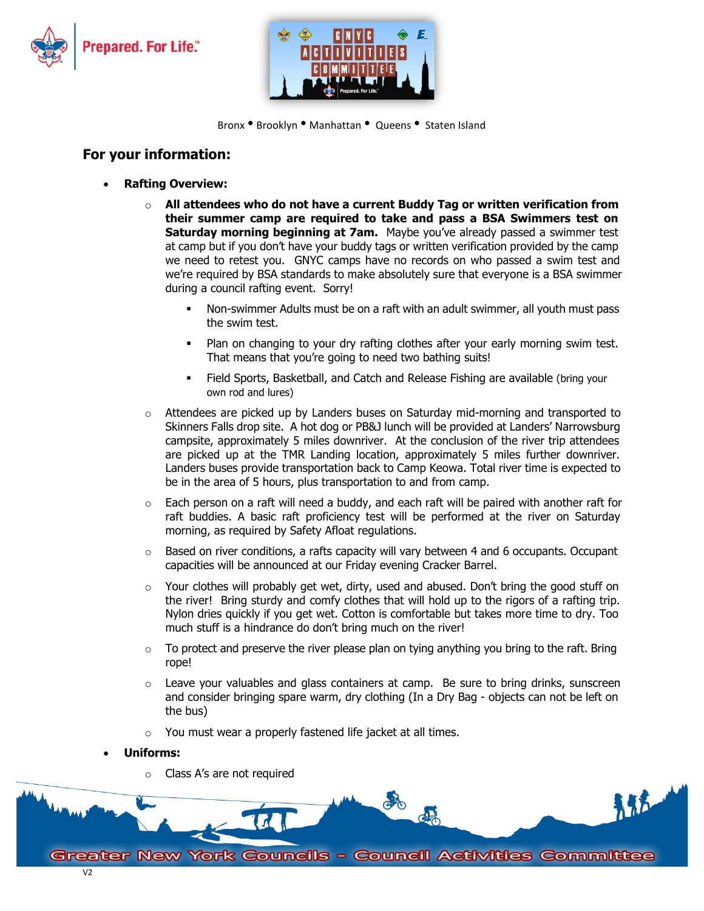Bronx • Brooklyn • Manhattan • Queens • Staten Island

## For your information:

- **Rafting Overview:**
  - **All attendees who do not have a current Buddy Tag or written verification from their summer camp are required to take and pass a BSA Swimmers test on Saturday morning beginning at 7am.** Maybe you've already passed a swimmer test at camp but if you don't have your buddy tags or written verification provided by the camp we need to retest you. GNYC camps have no records on who passed a swim test and we're required by BSA standards to make absolutely sure that everyone is a BSA swimmer during a council rafting event. Sorry!
    - Non-swimmer Adults must be on a raft with an adult swimmer, all youth must pass the swim test.
    - Plan on changing to your dry rafting clothes after your early morning swim test. That means that you're going to need two bathing suits!
    - Field Sports, Basketball, and Catch and Release Fishing are available (bring your own rod and lures)
  - Attendees are picked up by Landers buses on Saturday mid-morning and transported to Skinners Falls drop site. A hot dog or PB&J lunch will be provided at Landers' Narrowsburg campsite, approximately 5 miles downriver. At the conclusion of the river trip attendees are picked up at the TMR Landing location, approximately 5 miles further downriver. Landers buses provide transportation back to Camp Keowa. Total river time is expected to be in the area of 5 hours, plus transportation to and from camp.
  - Each person on a raft will need a buddy, and each raft will be paired with another raft for raft buddies. A basic raft proficiency test will be performed at the river on Saturday morning, as required by Safety Afloat regulations.
  - Based on river conditions, a rafts capacity will vary between 4 and 6 occupants. Occupant capacities will be announced at our Friday evening Cracker Barrel.
  - Your clothes will probably get wet, dirty, used and abused. Don't bring the good stuff on the river! Bring sturdy and comfy clothes that will hold up to the rigors of a rafting trip. Nylon dries quickly if you get wet. Cotton is comfortable but takes more time to dry. Too much stuff is a hindrance do don't bring much on the river!
  - To protect and preserve the river please plan on tying anything you bring to the raft. Bring rope!
  - Leave your valuables and glass containers at camp. Be sure to bring drinks, sunscreen and consider bringing spare warm, dry clothing (In a Dry Bag - objects can not be left on the bus)
  - You must wear a properly fastened life jacket at all times.
- **Uniforms:**
  - Class A's are not required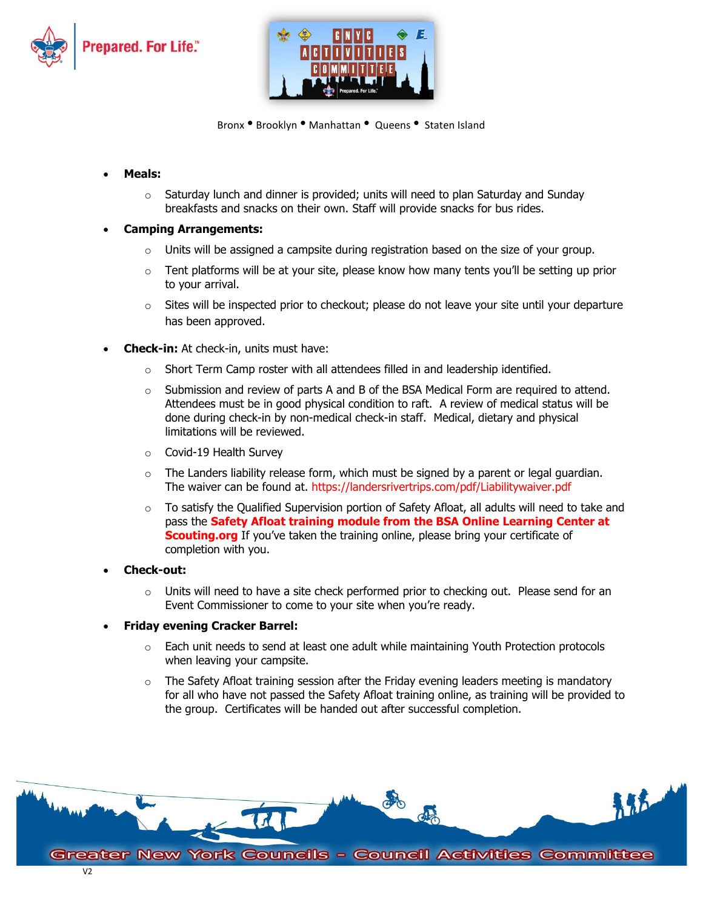Bronx • Brooklyn • Manhattan • Queens • Staten Island

- **Meals:**
  - Saturday lunch and dinner is provided; units will need to plan Saturday and Sunday breakfasts and snacks on their own. Staff will provide snacks for bus rides.
- **Camping Arrangements:**
  - Units will be assigned a campsite during registration based on the size of your group.
  - Tent platforms will be at your site, please know how many tents you'll be setting up prior to your arrival.
  - Sites will be inspected prior to checkout; please do not leave your site until your departure has been approved.
- **Check-in:** At check-in, units must have:
  - Short Term Camp roster with all attendees filled in and leadership identified.
  - Submission and review of parts A and B of the BSA Medical Form are required to attend. Attendees must be in good physical condition to raft. A review of medical status will be done during check-in by non-medical check-in staff. Medical, dietary and physical limitations will be reviewed.
  - Covid-19 Health Survey
  - The Landers liability release form, which must be signed by a parent or legal guardian. The waiver can be found at. https://landersrivertrips.com/pdf/Liabilitywaiver.pdf
  - To satisfy the Qualified Supervision portion of Safety Afloat, all adults will need to take and pass the **Safety Afloat training module from the BSA Online Learning Center at Scouting.org** If you've taken the training online, please bring your certificate of completion with you.
- **Check-out:**
  - Units will need to have a site check performed prior to checking out. Please send for an Event Commissioner to come to your site when you're ready.
- **Friday evening Cracker Barrel:**
  - Each unit needs to send at least one adult while maintaining Youth Protection protocols when leaving your campsite.
  - The Safety Afloat training session after the Friday evening leaders meeting is mandatory for all who have not passed the Safety Afloat training online, as training will be provided to the group. Certificates will be handed out after successful completion.